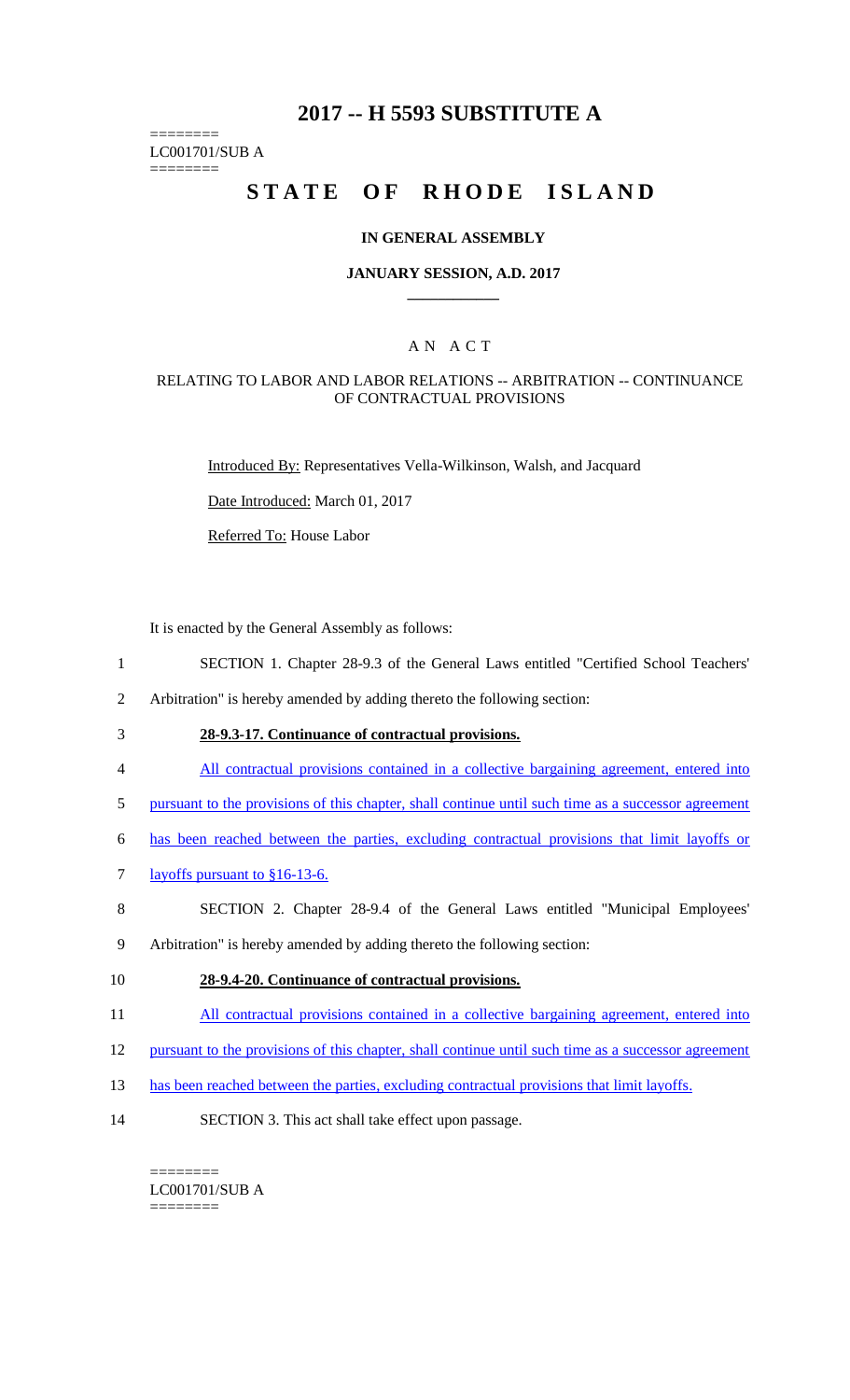# 2017 -- H 5593 SUBSTITUTE A

========
LC001701/SUB A
========

# STATE OF RHODE ISLAND

## IN GENERAL ASSEMBLY

### JANUARY SESSION, A.D. 2017

### A N A C T

#### RELATING TO LABOR AND LABOR RELATIONS -- ARBITRATION -- CONTINUANCE OF CONTRACTUAL PROVISIONS

Introduced By: Representatives Vella-Wilkinson, Walsh, and Jacquard

Date Introduced: March 01, 2017

Referred To: House Labor

It is enacted by the General Assembly as follows:

1 SECTION 1. Chapter 28-9.3 of the General Laws entitled "Certified School Teachers'
2 Arbitration" is hereby amended by adding thereto the following section:

3 **28-9.3-17. Continuance of contractual provisions.**

4 All contractual provisions contained in a collective bargaining agreement, entered into
5 pursuant to the provisions of this chapter, shall continue until such time as a successor agreement
6 has been reached between the parties, excluding contractual provisions that limit layoffs or
7 layoffs pursuant to §16-13-6.

8 SECTION 2. Chapter 28-9.4 of the General Laws entitled "Municipal Employees'
9 Arbitration" is hereby amended by adding thereto the following section:

10 **28-9.4-20. Continuance of contractual provisions.**

11 All contractual provisions contained in a collective bargaining agreement, entered into
12 pursuant to the provisions of this chapter, shall continue until such time as a successor agreement
13 has been reached between the parties, excluding contractual provisions that limit layoffs.

14 SECTION 3. This act shall take effect upon passage.

========
LC001701/SUB A
========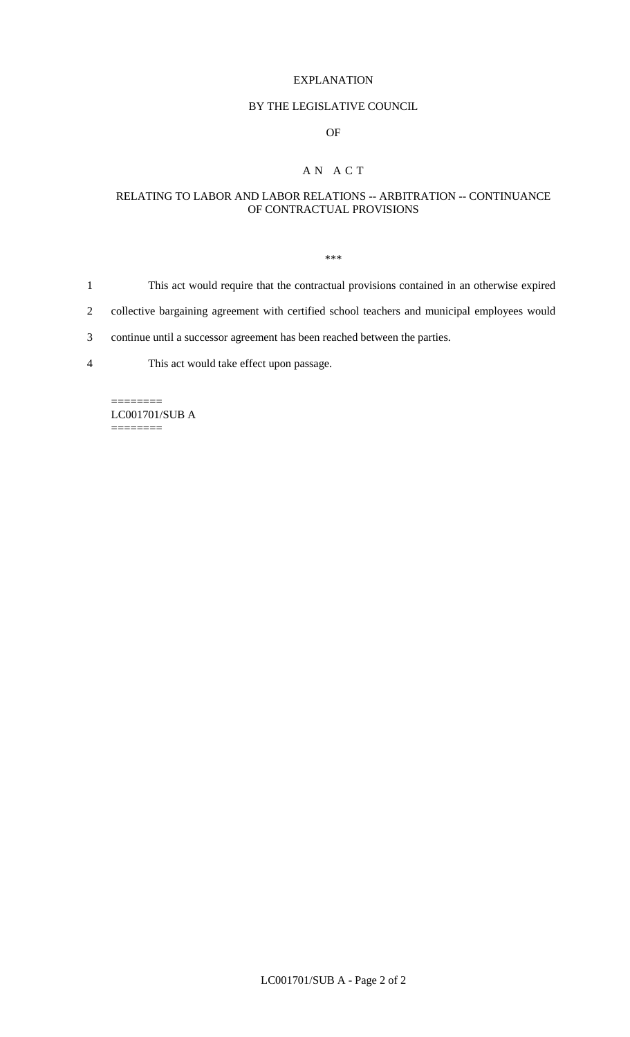EXPLANATION

BY THE LEGISLATIVE COUNCIL

OF

# A N A C T

RELATING TO LABOR AND LABOR RELATIONS -- ARBITRATION -- CONTINUANCE OF CONTRACTUAL PROVISIONS

\*\*\*

1 This act would require that the contractual provisions contained in an otherwise expired
2 collective bargaining agreement with certified school teachers and municipal employees would
3 continue until a successor agreement has been reached between the parties.
4 This act would take effect upon passage.

========
LC001701/SUB A
========